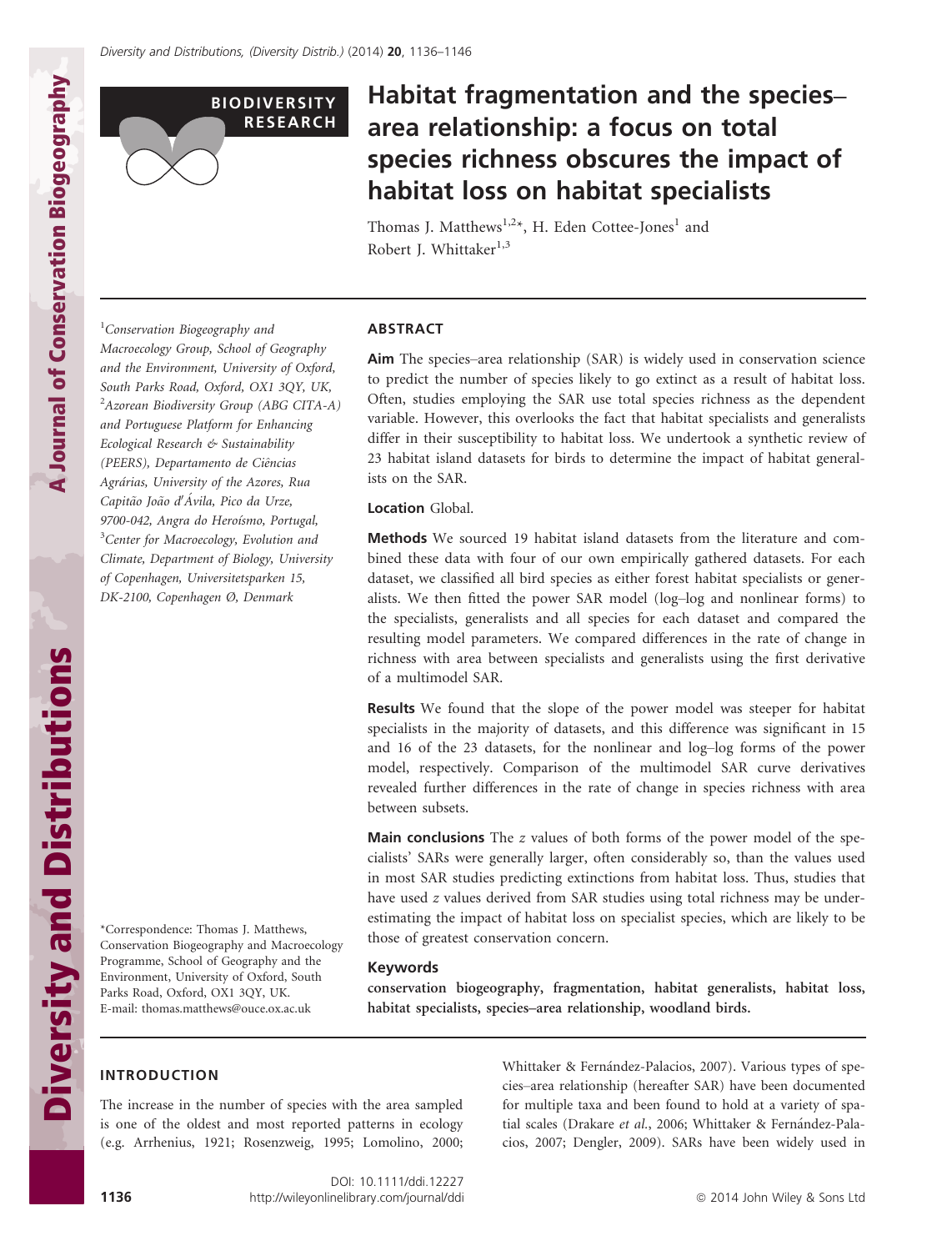BIODIVERSITY RESEARCH

# Habitat fragmentation and the species–area relationship: a focus on total species richness obscures the impact of habitat loss on habitat specialists

Thomas J. Matthews[1,2*], H. Eden Cottee-Jones[1] and Robert J. Whittaker[1,3]

[1]Conservation Biogeography and Macroecology Group, School of Geography and the Environment, University of Oxford, South Parks Road, Oxford, OX1 3QY, UK, [2]Azorean Biodiversity Group (ABG CITA-A) and Portuguese Platform for Enhancing Ecological Research & Sustainability (PEERS), Departamento de Ciências Agrárias, University of the Azores, Rua Capitão João d'Ávila, Pico da Urze, 9700-042, Angra do Heroísmo, Portugal, [3]Center for Macroecology, Evolution and Climate, Department of Biology, University of Copenhagen, Universitetsparken 15, DK-2100, Copenhagen Ø, Denmark

*Correspondence: Thomas J. Matthews, Conservation Biogeography and Macroecology Programme, School of Geography and the Environment, University of Oxford, South Parks Road, Oxford, OX1 3QY, UK.
E-mail: thomas.matthews@ouce.ox.ac.uk

## ABSTRACT

**Aim** The species–area relationship (SAR) is widely used in conservation science to predict the number of species likely to go extinct as a result of habitat loss. Often, studies employing the SAR use total species richness as the dependent variable. However, this overlooks the fact that habitat specialists and generalists differ in their susceptibility to habitat loss. We undertook a synthetic review of 23 habitat island datasets for birds to determine the impact of habitat generalists on the SAR.

**Location** Global.

**Methods** We sourced 19 habitat island datasets from the literature and combined these data with four of our own empirically gathered datasets. For each dataset, we classified all bird species as either forest habitat specialists or generalists. We then fitted the power SAR model (log–log and nonlinear forms) to the specialists, generalists and all species for each dataset and compared the resulting model parameters. We compared differences in the rate of change in richness with area between specialists and generalists using the first derivative of a multimodel SAR.

**Results** We found that the slope of the power model was steeper for habitat specialists in the majority of datasets, and this difference was significant in 15 and 16 of the 23 datasets, for the nonlinear and log–log forms of the power model, respectively. Comparison of the multimodel SAR curve derivatives revealed further differences in the rate of change in species richness with area between subsets.

**Main conclusions** The $z$ values of both forms of the power model of the specialists' SARs were generally larger, often considerably so, than the values used in most SAR studies predicting extinctions from habitat loss. Thus, studies that have used $z$ values derived from SAR studies using total richness may be underestimating the impact of habitat loss on specialist species, which are likely to be those of greatest conservation concern.

### Keywords

**conservation biogeography, fragmentation, habitat generalists, habitat loss, habitat specialists, species–area relationship, woodland birds.**

## INTRODUCTION

The increase in the number of species with the area sampled is one of the oldest and most reported patterns in ecology (e.g. Arrhenius, 1921; Rosenzweig, 1995; Lomolino, 2000; Whittaker & Fernández-Palacios, 2007). Various types of species–area relationship (hereafter SAR) have been documented for multiple taxa and been found to hold at a variety of spatial scales (Drakare *et al.*, 2006; Whittaker & Fernández-Palacios, 2007; Dengler, 2009). SARs have been widely used in

DOI: 10.1111/ddi.12227
http://wileyonlinelibrary.com/journal/ddi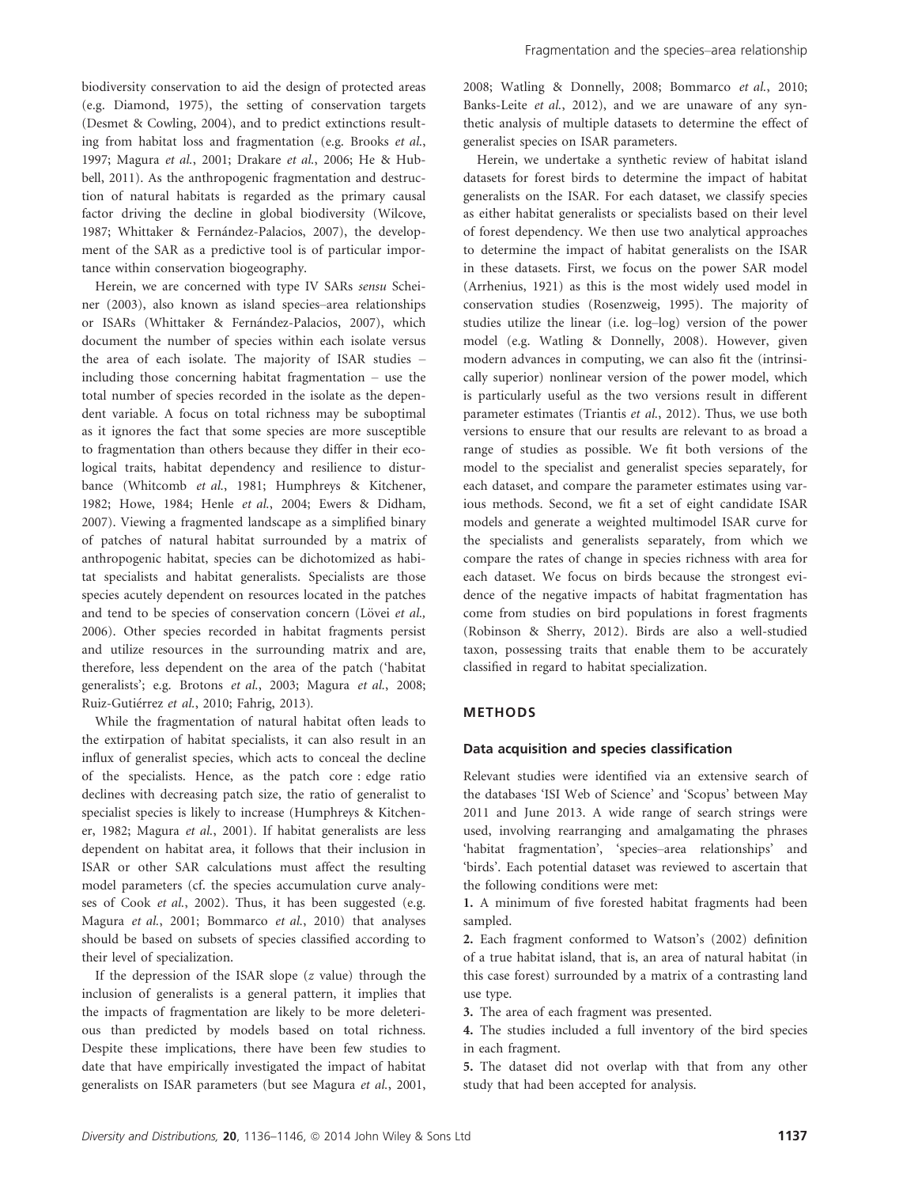biodiversity conservation to aid the design of protected areas (e.g. Diamond, 1975), the setting of conservation targets (Desmet & Cowling, 2004), and to predict extinctions resulting from habitat loss and fragmentation (e.g. Brooks *et al.*, 1997; Magura *et al.*, 2001; Drakare *et al.*, 2006; He & Hubbell, 2011). As the anthropogenic fragmentation and destruction of natural habitats is regarded as the primary causal factor driving the decline in global biodiversity (Wilcove, 1987; Whittaker & Fernández-Palacios, 2007), the development of the SAR as a predictive tool is of particular importance within conservation biogeography.

Herein, we are concerned with type IV SARs *sensu* Scheiner (2003), also known as island species–area relationships or ISARs (Whittaker & Fernández-Palacios, 2007), which document the number of species within each isolate versus the area of each isolate. The majority of ISAR studies – including those concerning habitat fragmentation – use the total number of species recorded in the isolate as the dependent variable. A focus on total richness may be suboptimal as it ignores the fact that some species are more susceptible to fragmentation than others because they differ in their ecological traits, habitat dependency and resilience to disturbance (Whitcomb *et al.*, 1981; Humphreys & Kitchener, 1982; Howe, 1984; Henle *et al.*, 2004; Ewers & Didham, 2007). Viewing a fragmented landscape as a simplified binary of patches of natural habitat surrounded by a matrix of anthropogenic habitat, species can be dichotomized as habitat specialists and habitat generalists. Specialists are those species acutely dependent on resources located in the patches and tend to be species of conservation concern (Lövei *et al.,* 2006). Other species recorded in habitat fragments persist and utilize resources in the surrounding matrix and are, therefore, less dependent on the area of the patch ('habitat generalists'; e.g. Brotons *et al.*, 2003; Magura *et al.*, 2008; Ruiz-Gutiérrez *et al.*, 2010; Fahrig, 2013).

While the fragmentation of natural habitat often leads to the extirpation of habitat specialists, it can also result in an influx of generalist species, which acts to conceal the decline of the specialists. Hence, as the patch core : edge ratio declines with decreasing patch size, the ratio of generalist to specialist species is likely to increase (Humphreys & Kitchener, 1982; Magura *et al.*, 2001). If habitat generalists are less dependent on habitat area, it follows that their inclusion in ISAR or other SAR calculations must affect the resulting model parameters (cf. the species accumulation curve analyses of Cook *et al.*, 2002). Thus, it has been suggested (e.g. Magura *et al.*, 2001; Bommarco *et al.*, 2010) that analyses should be based on subsets of species classified according to their level of specialization.

If the depression of the ISAR slope ($z$ value) through the inclusion of generalists is a general pattern, it implies that the impacts of fragmentation are likely to be more deleterious than predicted by models based on total richness. Despite these implications, there have been few studies to date that have empirically investigated the impact of habitat generalists on ISAR parameters (but see Magura *et al.*, 2001, 2008; Watling & Donnelly, 2008; Bommarco *et al.*, 2010; Banks-Leite *et al.*, 2012), and we are unaware of any synthetic analysis of multiple datasets to determine the effect of generalist species on ISAR parameters.

Herein, we undertake a synthetic review of habitat island datasets for forest birds to determine the impact of habitat generalists on the ISAR. For each dataset, we classify species as either habitat generalists or specialists based on their level of forest dependency. We then use two analytical approaches to determine the impact of habitat generalists on the ISAR in these datasets. First, we focus on the power SAR model (Arrhenius, 1921) as this is the most widely used model in conservation studies (Rosenzweig, 1995). The majority of studies utilize the linear (i.e. log–log) version of the power model (e.g. Watling & Donnelly, 2008). However, given modern advances in computing, we can also fit the (intrinsically superior) nonlinear version of the power model, which is particularly useful as the two versions result in different parameter estimates (Triantis *et al.*, 2012). Thus, we use both versions to ensure that our results are relevant to as broad a range of studies as possible. We fit both versions of the model to the specialist and generalist species separately, for each dataset, and compare the parameter estimates using various methods. Second, we fit a set of eight candidate ISAR models and generate a weighted multimodel ISAR curve for the specialists and generalists separately, from which we compare the rates of change in species richness with area for each dataset. We focus on birds because the strongest evidence of the negative impacts of habitat fragmentation has come from studies on bird populations in forest fragments (Robinson & Sherry, 2012). Birds are also a well-studied taxon, possessing traits that enable them to be accurately classified in regard to habitat specialization.

## METHODS

### Data acquisition and species classification

Relevant studies were identified via an extensive search of the databases 'ISI Web of Science' and 'Scopus' between May 2011 and June 2013. A wide range of search strings were used, involving rearranging and amalgamating the phrases 'habitat fragmentation', 'species–area relationships' and 'birds'. Each potential dataset was reviewed to ascertain that the following conditions were met:

**1.** A minimum of five forested habitat fragments had been sampled.

**2.** Each fragment conformed to Watson's (2002) definition of a true habitat island, that is, an area of natural habitat (in this case forest) surrounded by a matrix of a contrasting land use type.

**3.** The area of each fragment was presented.

**4.** The studies included a full inventory of the bird species in each fragment.

**5.** The dataset did not overlap with that from any other study that had been accepted for analysis.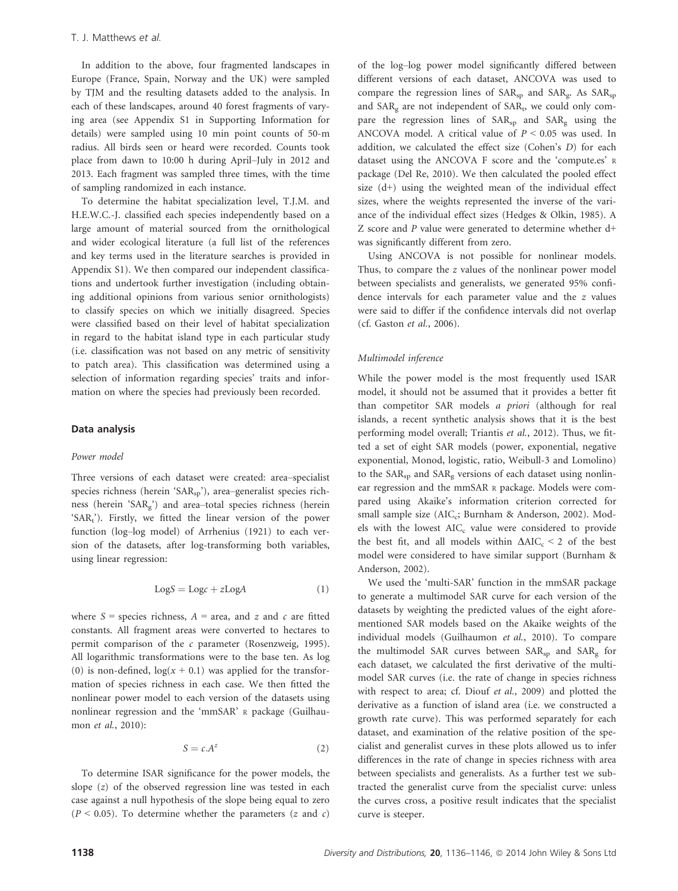In addition to the above, four fragmented landscapes in Europe (France, Spain, Norway and the UK) were sampled by TJM and the resulting datasets added to the analysis. In each of these landscapes, around 40 forest fragments of varying area (see Appendix S1 in Supporting Information for details) were sampled using 10 min point counts of 50-m radius. All birds seen or heard were recorded. Counts took place from dawn to 10:00 h during April–July in 2012 and 2013. Each fragment was sampled three times, with the time of sampling randomized in each instance.

To determine the habitat specialization level, T.J.M. and H.E.W.C.-J. classified each species independently based on a large amount of material sourced from the ornithological and wider ecological literature (a full list of the references and key terms used in the literature searches is provided in Appendix S1). We then compared our independent classifications and undertook further investigation (including obtaining additional opinions from various senior ornithologists) to classify species on which we initially disagreed. Species were classified based on their level of habitat specialization in regard to the habitat island type in each particular study (i.e. classification was not based on any metric of sensitivity to patch area). This classification was determined using a selection of information regarding species' traits and information on where the species had previously been recorded.

## Data analysis

### *Power model*

Three versions of each dataset were created: area–specialist species richness (herein '$SAR_{sp}$'), area–generalist species richness (herein '$SAR_g$') and area–total species richness (herein '$SAR_t$'). Firstly, we fitted the linear version of the power function (log–log model) of Arrhenius (1921) to each version of the datasets, after log-transforming both variables, using linear regression:

$$\mathrm{Log}S = \mathrm{Log}c + z\mathrm{Log}A \tag{1}$$

where $S$ = species richness, $A$ = area, and $z$ and $c$ are fitted constants. All fragment areas were converted to hectares to permit comparison of the $c$ parameter (Rosenzweig, 1995). All logarithmic transformations were to the base ten. As log (0) is non-defined, $\log(x + 0.1)$ was applied for the transformation of species richness in each case. We then fitted the nonlinear power model to each version of the datasets using nonlinear regression and the 'mmSAR' R package (Guilhaumon *et al.*, 2010):

$$S = c.A^z \tag{2}$$

To determine ISAR significance for the power models, the slope ($z$) of the observed regression line was tested in each case against a null hypothesis of the slope being equal to zero ($P < 0.05$). To determine whether the parameters ($z$ and $c$) of the log–log power model significantly differed between different versions of each dataset, ANCOVA was used to compare the regression lines of $SAR_{sp}$ and $SAR_g$. As $SAR_{sp}$ and $SAR_g$ are not independent of $SAR_t$, we could only compare the regression lines of $SAR_{sp}$ and $SAR_g$ using the ANCOVA model. A critical value of $P < 0.05$ was used. In addition, we calculated the effect size (Cohen's $D$) for each dataset using the ANCOVA F score and the 'compute.es' R package (Del Re, 2010). We then calculated the pooled effect size (d+) using the weighted mean of the individual effect sizes, where the weights represented the inverse of the variance of the individual effect sizes (Hedges & Olkin, 1985). A Z score and $P$ value were generated to determine whether d+ was significantly different from zero.

Using ANCOVA is not possible for nonlinear models. Thus, to compare the $z$ values of the nonlinear power model between specialists and generalists, we generated 95% confidence intervals for each parameter value and the $z$ values were said to differ if the confidence intervals did not overlap (cf. Gaston *et al.*, 2006).

### *Multimodel inference*

While the power model is the most frequently used ISAR model, it should not be assumed that it provides a better fit than competitor SAR models *a priori* (although for real islands, a recent synthetic analysis shows that it is the best performing model overall; Triantis *et al.*, 2012). Thus, we fitted a set of eight SAR models (power, exponential, negative exponential, Monod, logistic, ratio, Weibull-3 and Lomolino) to the $SAR_{sp}$ and $SAR_g$ versions of each dataset using nonlinear regression and the mmSAR R package. Models were compared using Akaike's information criterion corrected for small sample size ($AIC_c$; Burnham & Anderson, 2002). Models with the lowest $AIC_c$ value were considered to provide the best fit, and all models within $\Delta AIC_c < 2$ of the best model were considered to have similar support (Burnham & Anderson, 2002).

We used the 'multi-SAR' function in the mmSAR package to generate a multimodel SAR curve for each version of the datasets by weighting the predicted values of the eight aforementioned SAR models based on the Akaike weights of the individual models (Guilhaumon *et al.*, 2010). To compare the multimodel SAR curves between $SAR_{sp}$ and $SAR_g$ for each dataset, we calculated the first derivative of the multimodel SAR curves (i.e. the rate of change in species richness with respect to area; cf. Diouf *et al.*, 2009) and plotted the derivative as a function of island area (i.e. we constructed a growth rate curve). This was performed separately for each dataset, and examination of the relative position of the specialist and generalist curves in these plots allowed us to infer differences in the rate of change in species richness with area between specialists and generalists. As a further test we subtracted the generalist curve from the specialist curve: unless the curves cross, a positive result indicates that the specialist curve is steeper.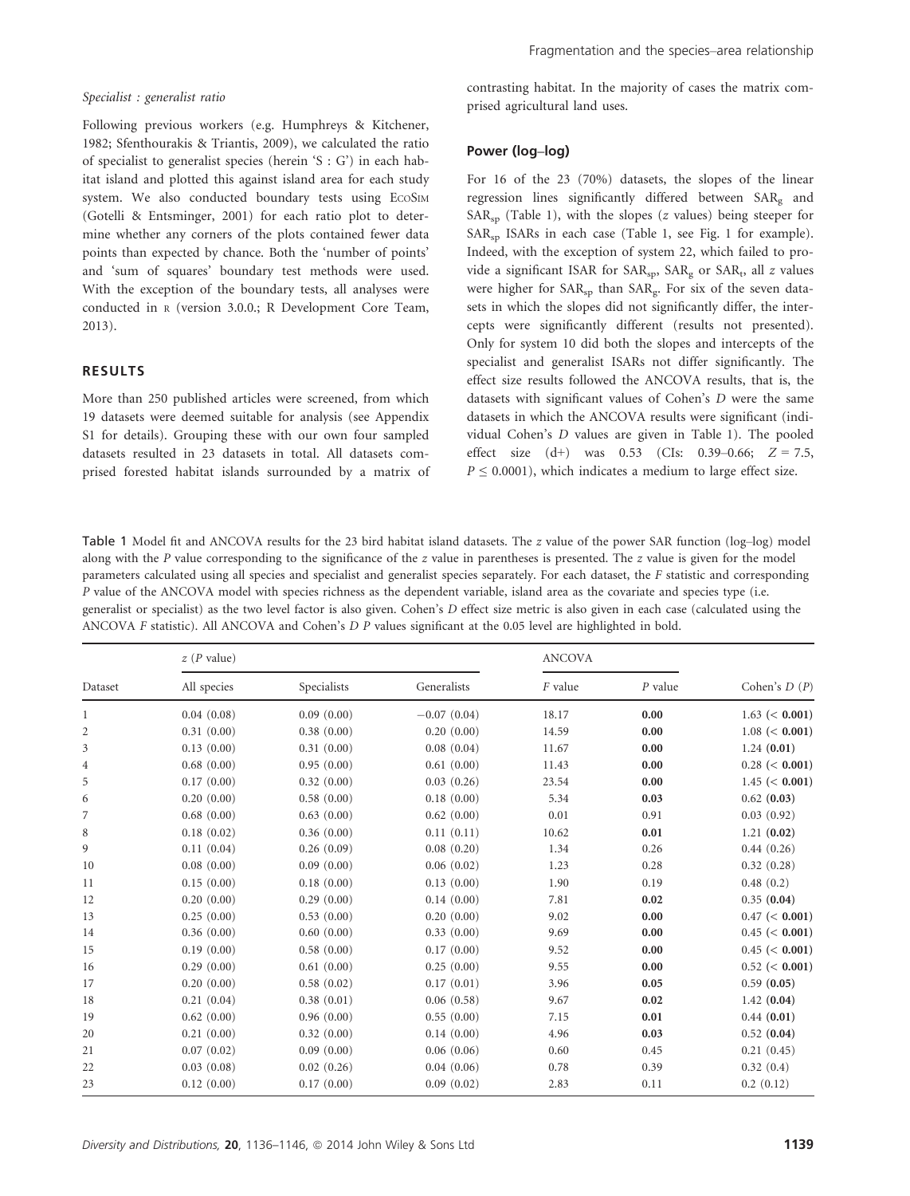*Specialist : generalist ratio*

Following previous workers (e.g. Humphreys & Kitchener, 1982; Sfenthourakis & Triantis, 2009), we calculated the ratio of specialist to generalist species (herein 'S : G') in each habitat island and plotted this against island area for each study system. We also conducted boundary tests using EcoSim (Gotelli & Entsminger, 2001) for each ratio plot to determine whether any corners of the plots contained fewer data points than expected by chance. Both the 'number of points' and 'sum of squares' boundary test methods were used. With the exception of the boundary tests, all analyses were conducted in R (version 3.0.0.; R Development Core Team, 2013).

## RESULTS

More than 250 published articles were screened, from which 19 datasets were deemed suitable for analysis (see Appendix S1 for details). Grouping these with our own four sampled datasets resulted in 23 datasets in total. All datasets comprised forested habitat islands surrounded by a matrix of contrasting habitat. In the majority of cases the matrix comprised agricultural land uses.

### Power (log–log)

For 16 of the 23 (70%) datasets, the slopes of the linear regression lines significantly differed between $SAR_g$ and $SAR_{sp}$ (Table 1), with the slopes ($z$ values) being steeper for $SAR_{sp}$ ISARs in each case (Table 1, see Fig. 1 for example). Indeed, with the exception of system 22, which failed to provide a significant ISAR for $SAR_{sp}$, $SAR_g$ or $SAR_t$, all $z$ values were higher for $SAR_{sp}$ than $SAR_g$. For six of the seven datasets in which the slopes did not significantly differ, the intercepts were significantly different (results not presented). Only for system 10 did both the slopes and intercepts of the specialist and generalist ISARs not differ significantly. The effect size results followed the ANCOVA results, that is, the datasets with significant values of Cohen's $D$ were the same datasets in which the ANCOVA results were significant (individual Cohen's $D$ values are given in Table 1). The pooled effect size (d+) was 0.53 (CIs: 0.39–0.66; $Z = 7.5$, $P \leq 0.0001$), which indicates a medium to large effect size.

Table 1 Model fit and ANCOVA results for the 23 bird habitat island datasets. The $z$ value of the power SAR function (log–log) model along with the $P$ value corresponding to the significance of the $z$ value in parentheses is presented. The $z$ value is given for the model parameters calculated using all species and specialist and generalist species separately. For each dataset, the $F$ statistic and corresponding $P$ value of the ANCOVA model with species richness as the dependent variable, island area as the covariate and species type (i.e. generalist or specialist) as the two level factor is also given. Cohen's $D$ effect size metric is also given in each case (calculated using the ANCOVA $F$ statistic). All ANCOVA and Cohen's $D$ $P$ values significant at the 0.05 level are highlighted in bold.

| Dataset | $z$ ($P$ value) | | | ANCOVA | | Cohen's $D$ ($P$) |
|---|---|---|---|---|---|---|
| | All species | Specialists | Generalists | $F$ value | $P$ value | |
| 1 | 0.04 (0.08) | 0.09 (0.00) | −0.07 (0.04) | 18.17 | **0.00** | 1.63 (**< 0.001**) |
| 2 | 0.31 (0.00) | 0.38 (0.00) | 0.20 (0.00) | 14.59 | **0.00** | 1.08 (**< 0.001**) |
| 3 | 0.13 (0.00) | 0.31 (0.00) | 0.08 (0.04) | 11.67 | **0.00** | 1.24 (**0.01**) |
| 4 | 0.68 (0.00) | 0.95 (0.00) | 0.61 (0.00) | 11.43 | **0.00** | 0.28 (**< 0.001**) |
| 5 | 0.17 (0.00) | 0.32 (0.00) | 0.03 (0.26) | 23.54 | **0.00** | 1.45 (**< 0.001**) |
| 6 | 0.20 (0.00) | 0.58 (0.00) | 0.18 (0.00) | 5.34 | **0.03** | 0.62 (**0.03**) |
| 7 | 0.68 (0.00) | 0.63 (0.00) | 0.62 (0.00) | 0.01 | 0.91 | 0.03 (0.92) |
| 8 | 0.18 (0.02) | 0.36 (0.00) | 0.11 (0.11) | 10.62 | **0.01** | 1.21 (**0.02**) |
| 9 | 0.11 (0.04) | 0.26 (0.09) | 0.08 (0.20) | 1.34 | 0.26 | 0.44 (0.26) |
| 10 | 0.08 (0.00) | 0.09 (0.00) | 0.06 (0.02) | 1.23 | 0.28 | 0.32 (0.28) |
| 11 | 0.15 (0.00) | 0.18 (0.00) | 0.13 (0.00) | 1.90 | 0.19 | 0.48 (0.2) |
| 12 | 0.20 (0.00) | 0.29 (0.00) | 0.14 (0.00) | 7.81 | **0.02** | 0.35 (**0.04**) |
| 13 | 0.25 (0.00) | 0.53 (0.00) | 0.20 (0.00) | 9.02 | **0.00** | 0.47 (**< 0.001**) |
| 14 | 0.36 (0.00) | 0.60 (0.00) | 0.33 (0.00) | 9.69 | **0.00** | 0.45 (**< 0.001**) |
| 15 | 0.19 (0.00) | 0.58 (0.00) | 0.17 (0.00) | 9.52 | **0.00** | 0.45 (**< 0.001**) |
| 16 | 0.29 (0.00) | 0.61 (0.00) | 0.25 (0.00) | 9.55 | **0.00** | 0.52 (**< 0.001**) |
| 17 | 0.20 (0.00) | 0.58 (0.02) | 0.17 (0.01) | 3.96 | **0.05** | 0.59 (**0.05**) |
| 18 | 0.21 (0.04) | 0.38 (0.01) | 0.06 (0.58) | 9.67 | **0.02** | 1.42 (**0.04**) |
| 19 | 0.62 (0.00) | 0.96 (0.00) | 0.55 (0.00) | 7.15 | **0.01** | 0.44 (**0.01**) |
| 20 | 0.21 (0.00) | 0.32 (0.00) | 0.14 (0.00) | 4.96 | **0.03** | 0.52 (**0.04**) |
| 21 | 0.07 (0.02) | 0.09 (0.00) | 0.06 (0.06) | 0.60 | 0.45 | 0.21 (0.45) |
| 22 | 0.03 (0.08) | 0.02 (0.26) | 0.04 (0.06) | 0.78 | 0.39 | 0.32 (0.4) |
| 23 | 0.12 (0.00) | 0.17 (0.00) | 0.09 (0.02) | 2.83 | 0.11 | 0.2 (0.12) |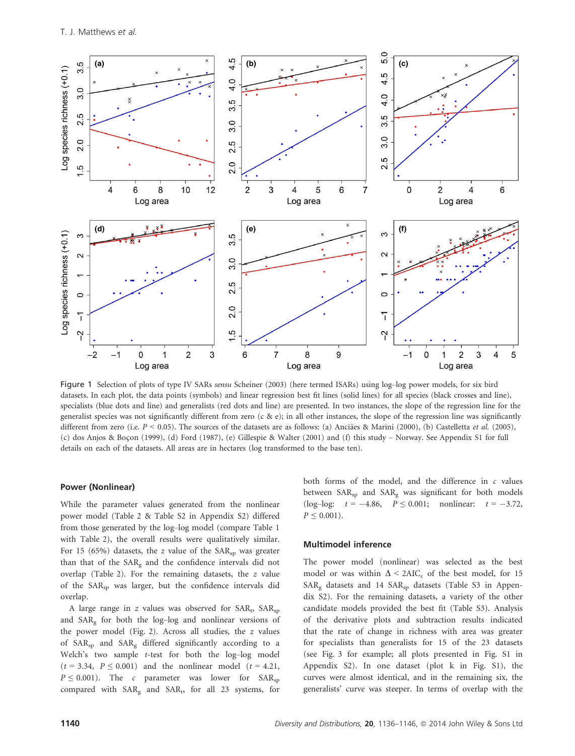Figure 1 Selection of plots of type IV SARs *sensu* Scheiner (2003) (here termed ISARs) using log–log power models, for six bird datasets. In each plot, the data points (symbols) and linear regression best fit lines (solid lines) for all species (black crosses and line), specialists (blue dots and line) and generalists (red dots and line) are presented. In two instances, the slope of the regression line for the generalist species was not significantly different from zero (c & e); in all other instances, the slope of the regression line was significantly different from zero (i.e. $P < 0.05$). The sources of the datasets are as follows: (a) Anciães & Marini (2000), (b) Castelletta *et al.* (2005), (c) dos Anjos & Boçon (1999), (d) Ford (1987), (e) Gillespie & Walter (2001) and (f) this study – Norway. See Appendix S1 for full details on each of the datasets. All areas are in hectares (log transformed to the base ten).

### Power (Nonlinear)

While the parameter values generated from the nonlinear power model (Table 2 & Table S2 in Appendix S2) differed from those generated by the log–log model (compare Table 1 with Table 2), the overall results were qualitatively similar. For 15 (65%) datasets, the $z$ value of the $SAR_{sp}$ was greater than that of the $SAR_g$ and the confidence intervals did not overlap (Table 2). For the remaining datasets, the $z$ value of the $SAR_{sp}$ was larger, but the confidence intervals did overlap.

A large range in $z$ values was observed for $SAR_t$, $SAR_{sp}$ and $SAR_g$ for both the log–log and nonlinear versions of the power model (Fig. 2). Across all studies, the $z$ values of $SAR_{sp}$ and $SAR_g$ differed significantly according to a Welch's two sample $t$-test for both the log–log model ($t = 3.34$, $P \leq 0.001$) and the nonlinear model ($t = 4.21$, $P \leq 0.001$). The $c$ parameter was lower for $SAR_{sp}$ compared with $SAR_g$ and $SAR_t$, for all 23 systems, for both forms of the model, and the difference in $c$ values between $SAR_{sp}$ and $SAR_g$ was significant for both models (log–log: $t = -4.86$, $P \leq 0.001$; nonlinear: $t = -3.72$, $P \leq 0.001$).

### Multimodel inference

The power model (nonlinear) was selected as the best model or was within $\Delta < 2AIC_c$ of the best model, for 15 $SAR_g$ datasets and 14 $SAR_{sp}$ datasets (Table S3 in Appendix S2). For the remaining datasets, a variety of the other candidate models provided the best fit (Table S3). Analysis of the derivative plots and subtraction results indicated that the rate of change in richness with area was greater for specialists than generalists for 15 of the 23 datasets (see Fig. 3 for example; all plots presented in Fig. S1 in Appendix S2). In one dataset (plot k in Fig. S1), the curves were almost identical, and in the remaining six, the generalists' curve was steeper. In terms of overlap with the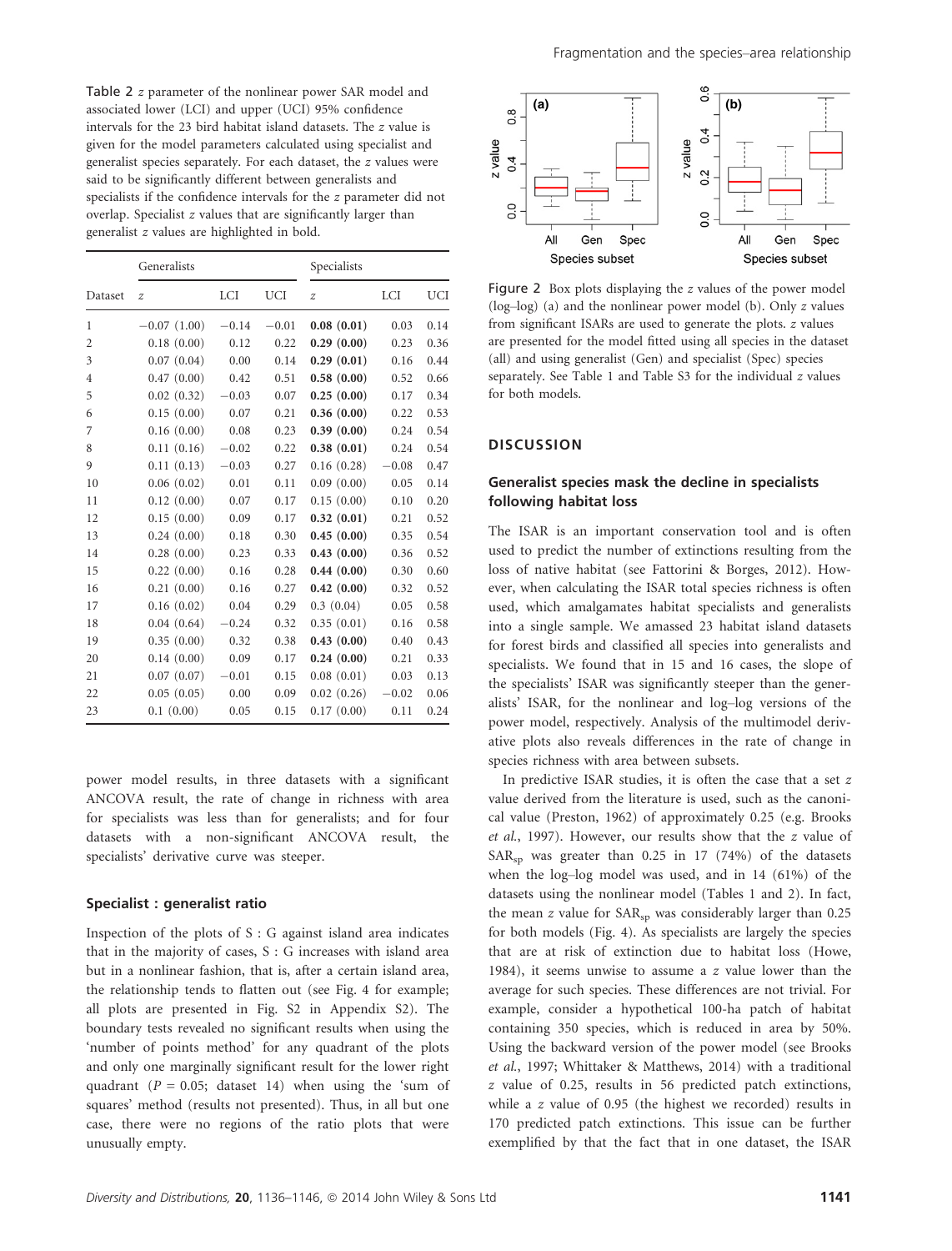Table 2 $z$ parameter of the nonlinear power SAR model and associated lower (LCI) and upper (UCI) 95% confidence intervals for the 23 bird habitat island datasets. The $z$ value is given for the model parameters calculated using specialist and generalist species separately. For each dataset, the $z$ values were said to be significantly different between generalists and specialists if the confidence intervals for the $z$ parameter did not overlap. Specialist $z$ values that are significantly larger than generalist $z$ values are highlighted in bold.

| | Generalists | | | Specialists | | |
|---|---|---|---|---|---|---|
| Dataset | $z$ | LCI | UCI | $z$ | LCI | UCI |
| 1 | −0.07 (1.00) | −0.14 | −0.01 | **0.08 (0.01)** | 0.03 | 0.14 |
| 2 | 0.18 (0.00) | 0.12 | 0.22 | **0.29 (0.00)** | 0.23 | 0.36 |
| 3 | 0.07 (0.04) | 0.00 | 0.14 | **0.29 (0.01)** | 0.16 | 0.44 |
| 4 | 0.47 (0.00) | 0.42 | 0.51 | **0.58 (0.00)** | 0.52 | 0.66 |
| 5 | 0.02 (0.32) | −0.03 | 0.07 | **0.25 (0.00)** | 0.17 | 0.34 |
| 6 | 0.15 (0.00) | 0.07 | 0.21 | **0.36 (0.00)** | 0.22 | 0.53 |
| 7 | 0.16 (0.00) | 0.08 | 0.23 | **0.39 (0.00)** | 0.24 | 0.54 |
| 8 | 0.11 (0.16) | −0.02 | 0.22 | **0.38 (0.01)** | 0.24 | 0.54 |
| 9 | 0.11 (0.13) | −0.03 | 0.27 | 0.16 (0.28) | −0.08 | 0.47 |
| 10 | 0.06 (0.02) | 0.01 | 0.11 | 0.09 (0.00) | 0.05 | 0.14 |
| 11 | 0.12 (0.00) | 0.07 | 0.17 | 0.15 (0.00) | 0.10 | 0.20 |
| 12 | 0.15 (0.00) | 0.09 | 0.17 | **0.32 (0.01)** | 0.21 | 0.52 |
| 13 | 0.24 (0.00) | 0.18 | 0.30 | **0.45 (0.00)** | 0.35 | 0.54 |
| 14 | 0.28 (0.00) | 0.23 | 0.33 | **0.43 (0.00)** | 0.36 | 0.52 |
| 15 | 0.22 (0.00) | 0.16 | 0.28 | **0.44 (0.00)** | 0.30 | 0.60 |
| 16 | 0.21 (0.00) | 0.16 | 0.27 | **0.42 (0.00)** | 0.32 | 0.52 |
| 17 | 0.16 (0.02) | 0.04 | 0.29 | 0.3 (0.04) | 0.05 | 0.58 |
| 18 | 0.04 (0.64) | −0.24 | 0.32 | 0.35 (0.01) | 0.16 | 0.58 |
| 19 | 0.35 (0.00) | 0.32 | 0.38 | **0.43 (0.00)** | 0.40 | 0.43 |
| 20 | 0.14 (0.00) | 0.09 | 0.17 | **0.24 (0.00)** | 0.21 | 0.33 |
| 21 | 0.07 (0.07) | −0.01 | 0.15 | 0.08 (0.01) | 0.03 | 0.13 |
| 22 | 0.05 (0.05) | 0.00 | 0.09 | 0.02 (0.26) | −0.02 | 0.06 |
| 23 | 0.1 (0.00) | 0.05 | 0.15 | 0.17 (0.00) | 0.11 | 0.24 |

power model results, in three datasets with a significant ANCOVA result, the rate of change in richness with area for specialists was less than for generalists; and for four datasets with a non-significant ANCOVA result, the specialists' derivative curve was steeper.

### Specialist : generalist ratio

Inspection of the plots of S : G against island area indicates that in the majority of cases, S : G increases with island area but in a nonlinear fashion, that is, after a certain island area, the relationship tends to flatten out (see Fig. 4 for example; all plots are presented in Fig. S2 in Appendix S2). The boundary tests revealed no significant results when using the 'number of points method' for any quadrant of the plots and only one marginally significant result for the lower right quadrant ($P = 0.05$; dataset 14) when using the 'sum of squares' method (results not presented). Thus, in all but one case, there were no regions of the ratio plots that were unusually empty.

Figure 2 Box plots displaying the $z$ values of the power model (log–log) (a) and the nonlinear power model (b). Only $z$ values from significant ISARs are used to generate the plots. $z$ values are presented for the model fitted using all species in the dataset (all) and using generalist (Gen) and specialist (Spec) species separately. See Table 1 and Table S3 for the individual $z$ values for both models.

## DISCUSSION

### Generalist species mask the decline in specialists following habitat loss

The ISAR is an important conservation tool and is often used to predict the number of extinctions resulting from the loss of native habitat (see Fattorini & Borges, 2012). However, when calculating the ISAR total species richness is often used, which amalgamates habitat specialists and generalists into a single sample. We amassed 23 habitat island datasets for forest birds and classified all species into generalists and specialists. We found that in 15 and 16 cases, the slope of the specialists' ISAR was significantly steeper than the generalists' ISAR, for the nonlinear and log–log versions of the power model, respectively. Analysis of the multimodel derivative plots also reveals differences in the rate of change in species richness with area between subsets.

In predictive ISAR studies, it is often the case that a set $z$ value derived from the literature is used, such as the canonical value (Preston, 1962) of approximately 0.25 (e.g. Brooks *et al.*, 1997). However, our results show that the $z$ value of $SAR_{sp}$ was greater than 0.25 in 17 (74%) of the datasets when the log–log model was used, and in 14 (61%) of the datasets using the nonlinear model (Tables 1 and 2). In fact, the mean $z$ value for $SAR_{sp}$ was considerably larger than 0.25 for both models (Fig. 4). As specialists are largely the species that are at risk of extinction due to habitat loss (Howe, 1984), it seems unwise to assume a $z$ value lower than the average for such species. These differences are not trivial. For example, consider a hypothetical 100-ha patch of habitat containing 350 species, which is reduced in area by 50%. Using the backward version of the power model (see Brooks *et al.*, 1997; Whittaker & Matthews, 2014) with a traditional $z$ value of 0.25, results in 56 predicted patch extinctions, while a $z$ value of 0.95 (the highest we recorded) results in 170 predicted patch extinctions. This issue can be further exemplified by that the fact that in one dataset, the ISAR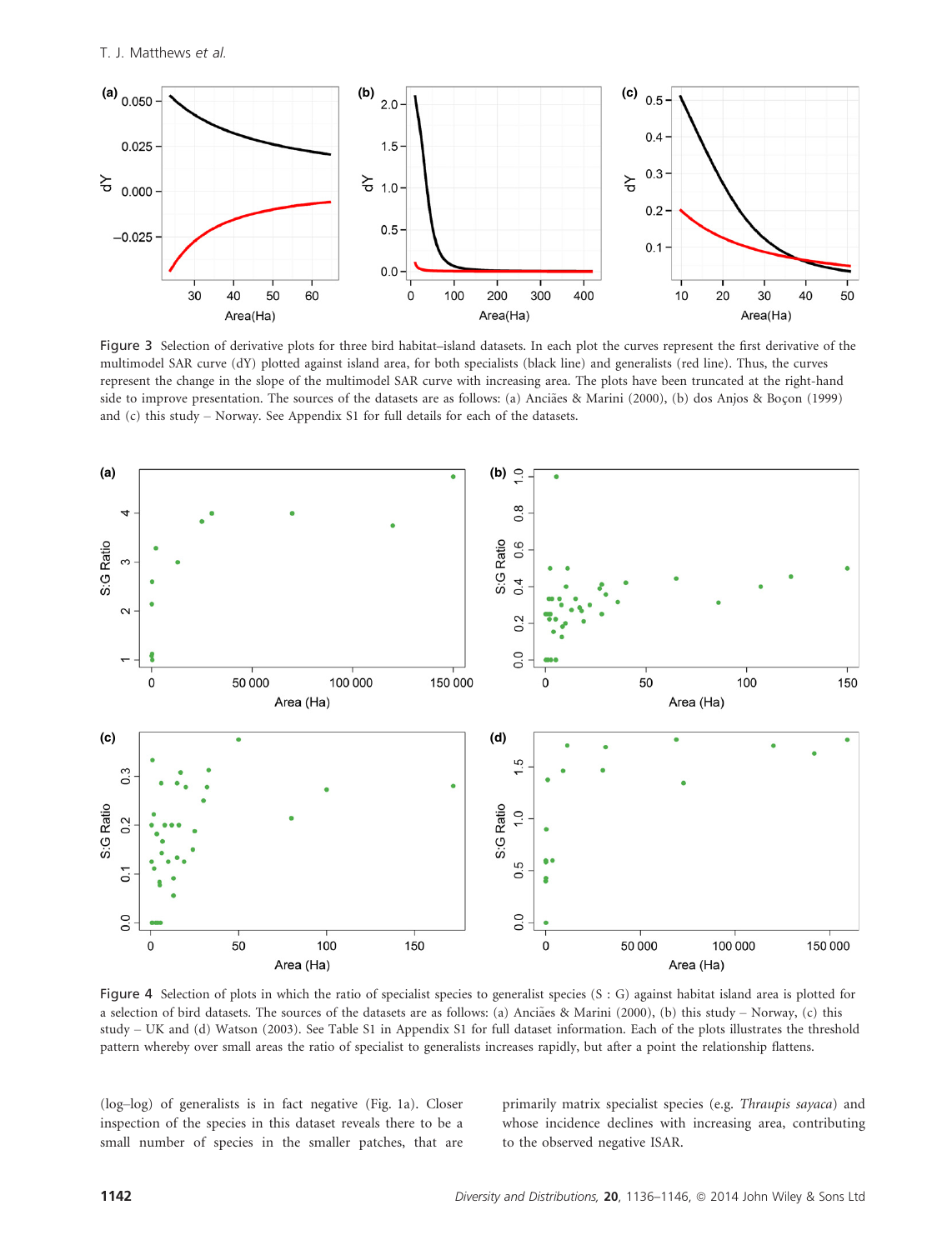Figure 3 Selection of derivative plots for three bird habitat–island datasets. In each plot the curves represent the first derivative of the multimodel SAR curve (dY) plotted against island area, for both specialists (black line) and generalists (red line). Thus, the curves represent the change in the slope of the multimodel SAR curve with increasing area. The plots have been truncated at the right-hand side to improve presentation. The sources of the datasets are as follows: (a) Anciães & Marini (2000), (b) dos Anjos & Boçon (1999) and (c) this study – Norway. See Appendix S1 for full details for each of the datasets.

Figure 4 Selection of plots in which the ratio of specialist species to generalist species (S : G) against habitat island area is plotted for a selection of bird datasets. The sources of the datasets are as follows: (a) Anciães & Marini (2000), (b) this study – Norway, (c) this study – UK and (d) Watson (2003). See Table S1 in Appendix S1 for full dataset information. Each of the plots illustrates the threshold pattern whereby over small areas the ratio of specialist to generalists increases rapidly, but after a point the relationship flattens.

(log–log) of generalists is in fact negative (Fig. 1a). Closer inspection of the species in this dataset reveals there to be a small number of species in the smaller patches, that are primarily matrix specialist species (e.g. *Thraupis sayaca*) and whose incidence declines with increasing area, contributing to the observed negative ISAR.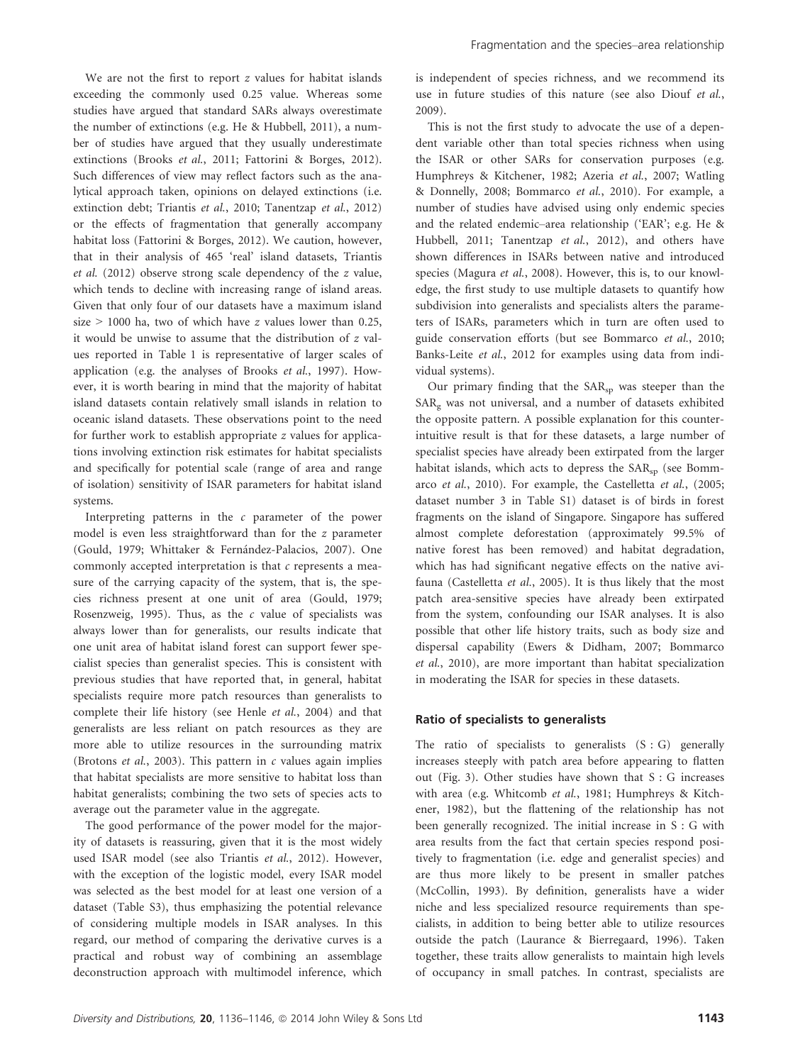We are not the first to report $z$ values for habitat islands exceeding the commonly used 0.25 value. Whereas some studies have argued that standard SARs always overestimate the number of extinctions (e.g. He & Hubbell, 2011), a number of studies have argued that they usually underestimate extinctions (Brooks *et al.*, 2011; Fattorini & Borges, 2012). Such differences of view may reflect factors such as the analytical approach taken, opinions on delayed extinctions (i.e. extinction debt; Triantis *et al.*, 2010; Tanentzap *et al.*, 2012) or the effects of fragmentation that generally accompany habitat loss (Fattorini & Borges, 2012). We caution, however, that in their analysis of 465 'real' island datasets, Triantis *et al.* (2012) observe strong scale dependency of the $z$ value, which tends to decline with increasing range of island areas. Given that only four of our datasets have a maximum island size > 1000 ha, two of which have $z$ values lower than 0.25, it would be unwise to assume that the distribution of $z$ values reported in Table 1 is representative of larger scales of application (e.g. the analyses of Brooks *et al.*, 1997). However, it is worth bearing in mind that the majority of habitat island datasets contain relatively small islands in relation to oceanic island datasets. These observations point to the need for further work to establish appropriate $z$ values for applications involving extinction risk estimates for habitat specialists and specifically for potential scale (range of area and range of isolation) sensitivity of ISAR parameters for habitat island systems.

Interpreting patterns in the $c$ parameter of the power model is even less straightforward than for the $z$ parameter (Gould, 1979; Whittaker & Fernández-Palacios, 2007). One commonly accepted interpretation is that $c$ represents a measure of the carrying capacity of the system, that is, the species richness present at one unit of area (Gould, 1979; Rosenzweig, 1995). Thus, as the $c$ value of specialists was always lower than for generalists, our results indicate that one unit area of habitat island forest can support fewer specialist species than generalist species. This is consistent with previous studies that have reported that, in general, habitat specialists require more patch resources than generalists to complete their life history (see Henle *et al.*, 2004) and that generalists are less reliant on patch resources as they are more able to utilize resources in the surrounding matrix (Brotons *et al.*, 2003). This pattern in $c$ values again implies that habitat specialists are more sensitive to habitat loss than habitat generalists; combining the two sets of species acts to average out the parameter value in the aggregate.

The good performance of the power model for the majority of datasets is reassuring, given that it is the most widely used ISAR model (see also Triantis *et al.*, 2012). However, with the exception of the logistic model, every ISAR model was selected as the best model for at least one version of a dataset (Table S3), thus emphasizing the potential relevance of considering multiple models in ISAR analyses. In this regard, our method of comparing the derivative curves is a practical and robust way of combining an assemblage deconstruction approach with multimodel inference, which is independent of species richness, and we recommend its use in future studies of this nature (see also Diouf *et al.*, 2009).

This is not the first study to advocate the use of a dependent variable other than total species richness when using the ISAR or other SARs for conservation purposes (e.g. Humphreys & Kitchener, 1982; Azeria *et al.*, 2007; Watling & Donnelly, 2008; Bommarco *et al.*, 2010). For example, a number of studies have advised using only endemic species and the related endemic–area relationship ('EAR'; e.g. He & Hubbell, 2011; Tanentzap *et al.*, 2012), and others have shown differences in ISARs between native and introduced species (Magura *et al.*, 2008). However, this is, to our knowledge, the first study to use multiple datasets to quantify how subdivision into generalists and specialists alters the parameters of ISARs, parameters which in turn are often used to guide conservation efforts (but see Bommarco *et al.*, 2010; Banks-Leite *et al.*, 2012 for examples using data from individual systems).

Our primary finding that the $SAR_{sp}$ was steeper than the $SAR_g$ was not universal, and a number of datasets exhibited the opposite pattern. A possible explanation for this counterintuitive result is that for these datasets, a large number of specialist species have already been extirpated from the larger habitat islands, which acts to depress the $SAR_{sp}$ (see Bommarco *et al.*, 2010). For example, the Castelletta *et al.*, (2005; dataset number 3 in Table S1) dataset is of birds in forest fragments on the island of Singapore. Singapore has suffered almost complete deforestation (approximately 99.5% of native forest has been removed) and habitat degradation, which has had significant negative effects on the native avifauna (Castelletta *et al.*, 2005). It is thus likely that the most patch area-sensitive species have already been extirpated from the system, confounding our ISAR analyses. It is also possible that other life history traits, such as body size and dispersal capability (Ewers & Didham, 2007; Bommarco *et al.*, 2010), are more important than habitat specialization in moderating the ISAR for species in these datasets.

## Ratio of specialists to generalists

The ratio of specialists to generalists (S : G) generally increases steeply with patch area before appearing to flatten out (Fig. 3). Other studies have shown that S : G increases with area (e.g. Whitcomb *et al.*, 1981; Humphreys & Kitchener, 1982), but the flattening of the relationship has not been generally recognized. The initial increase in S : G with area results from the fact that certain species respond positively to fragmentation (i.e. edge and generalist species) and are thus more likely to be present in smaller patches (McCollin, 1993). By definition, generalists have a wider niche and less specialized resource requirements than specialists, in addition to being better able to utilize resources outside the patch (Laurance & Bierregaard, 1996). Taken together, these traits allow generalists to maintain high levels of occupancy in small patches. In contrast, specialists are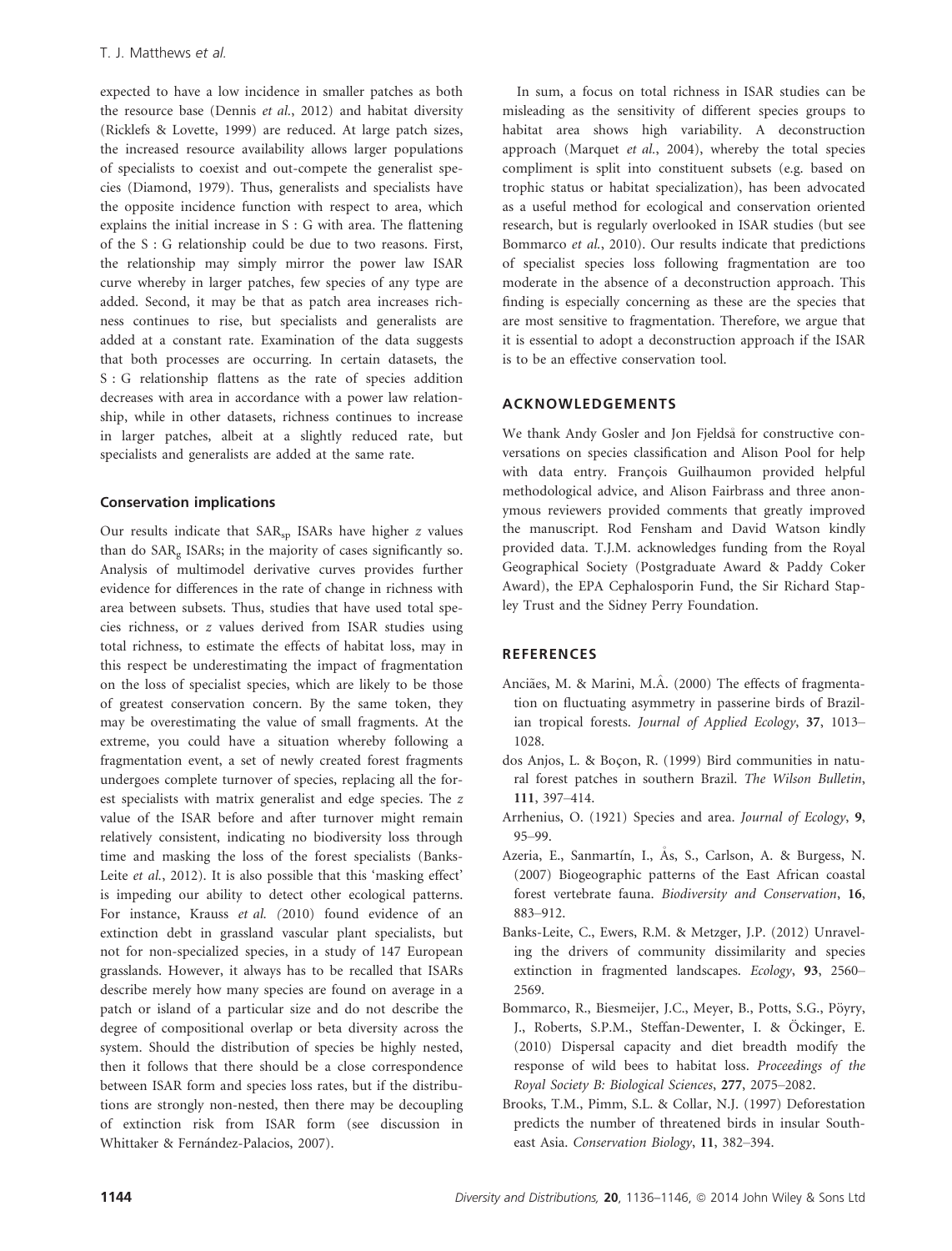expected to have a low incidence in smaller patches as both the resource base (Dennis *et al.*, 2012) and habitat diversity (Ricklefs & Lovette, 1999) are reduced. At large patch sizes, the increased resource availability allows larger populations of specialists to coexist and out-compete the generalist species (Diamond, 1979). Thus, generalists and specialists have the opposite incidence function with respect to area, which explains the initial increase in S : G with area. The flattening of the S : G relationship could be due to two reasons. First, the relationship may simply mirror the power law ISAR curve whereby in larger patches, few species of any type are added. Second, it may be that as patch area increases richness continues to rise, but specialists and generalists are added at a constant rate. Examination of the data suggests that both processes are occurring. In certain datasets, the S : G relationship flattens as the rate of species addition decreases with area in accordance with a power law relationship, while in other datasets, richness continues to increase in larger patches, albeit at a slightly reduced rate, but specialists and generalists are added at the same rate.

### Conservation implications

Our results indicate that $SAR_{sp}$ ISARs have higher $z$ values than do $SAR_{g}$ ISARs; in the majority of cases significantly so. Analysis of multimodel derivative curves provides further evidence for differences in the rate of change in richness with area between subsets. Thus, studies that have used total species richness, or $z$ values derived from ISAR studies using total richness, to estimate the effects of habitat loss, may in this respect be underestimating the impact of fragmentation on the loss of specialist species, which are likely to be those of greatest conservation concern. By the same token, they may be overestimating the value of small fragments. At the extreme, you could have a situation whereby following a fragmentation event, a set of newly created forest fragments undergoes complete turnover of species, replacing all the forest specialists with matrix generalist and edge species. The $z$ value of the ISAR before and after turnover might remain relatively consistent, indicating no biodiversity loss through time and masking the loss of the forest specialists (Banks-Leite *et al.*, 2012). It is also possible that this 'masking effect' is impeding our ability to detect other ecological patterns. For instance, Krauss *et al.* (2010) found evidence of an extinction debt in grassland vascular plant specialists, but not for non-specialized species, in a study of 147 European grasslands. However, it always has to be recalled that ISARs describe merely how many species are found on average in a patch or island of a particular size and do not describe the degree of compositional overlap or beta diversity across the system. Should the distribution of species be highly nested, then it follows that there should be a close correspondence between ISAR form and species loss rates, but if the distributions are strongly non-nested, then there may be decoupling of extinction risk from ISAR form (see discussion in Whittaker & Fernández-Palacios, 2007).

In sum, a focus on total richness in ISAR studies can be misleading as the sensitivity of different species groups to habitat area shows high variability. A deconstruction approach (Marquet *et al.*, 2004), whereby the total species compliment is split into constituent subsets (e.g. based on trophic status or habitat specialization), has been advocated as a useful method for ecological and conservation oriented research, but is regularly overlooked in ISAR studies (but see Bommarco *et al.*, 2010). Our results indicate that predictions of specialist species loss following fragmentation are too moderate in the absence of a deconstruction approach. This finding is especially concerning as these are the species that are most sensitive to fragmentation. Therefore, we argue that it is essential to adopt a deconstruction approach if the ISAR is to be an effective conservation tool.

## ACKNOWLEDGEMENTS

We thank Andy Gosler and Jon Fjeldså for constructive conversations on species classification and Alison Pool for help with data entry. François Guilhaumon provided helpful methodological advice, and Alison Fairbrass and three anonymous reviewers provided comments that greatly improved the manuscript. Rod Fensham and David Watson kindly provided data. T.J.M. acknowledges funding from the Royal Geographical Society (Postgraduate Award & Paddy Coker Award), the EPA Cephalosporin Fund, the Sir Richard Stapley Trust and the Sidney Perry Foundation.

## REFERENCES

Anciães, M. & Marini, M.Â. (2000) The effects of fragmentation on fluctuating asymmetry in passerine birds of Brazilian tropical forests. *Journal of Applied Ecology*, **37**, 1013–1028.

dos Anjos, L. & Boçon, R. (1999) Bird communities in natural forest patches in southern Brazil. *The Wilson Bulletin*, **111**, 397–414.

Arrhenius, O. (1921) Species and area. *Journal of Ecology*, **9**, 95–99.

Azeria, E., Sanmartín, I., Ås, S., Carlson, A. & Burgess, N. (2007) Biogeographic patterns of the East African coastal forest vertebrate fauna. *Biodiversity and Conservation*, **16**, 883–912.

Banks-Leite, C., Ewers, R.M. & Metzger, J.P. (2012) Unraveling the drivers of community dissimilarity and species extinction in fragmented landscapes. *Ecology*, **93**, 2560–2569.

Bommarco, R., Biesmeijer, J.C., Meyer, B., Potts, S.G., Pöyry, J., Roberts, S.P.M., Steffan-Dewenter, I. & Öckinger, E. (2010) Dispersal capacity and diet breadth modify the response of wild bees to habitat loss. *Proceedings of the Royal Society B: Biological Sciences*, **277**, 2075–2082.

Brooks, T.M., Pimm, S.L. & Collar, N.J. (1997) Deforestation predicts the number of threatened birds in insular Southeast Asia. *Conservation Biology*, **11**, 382–394.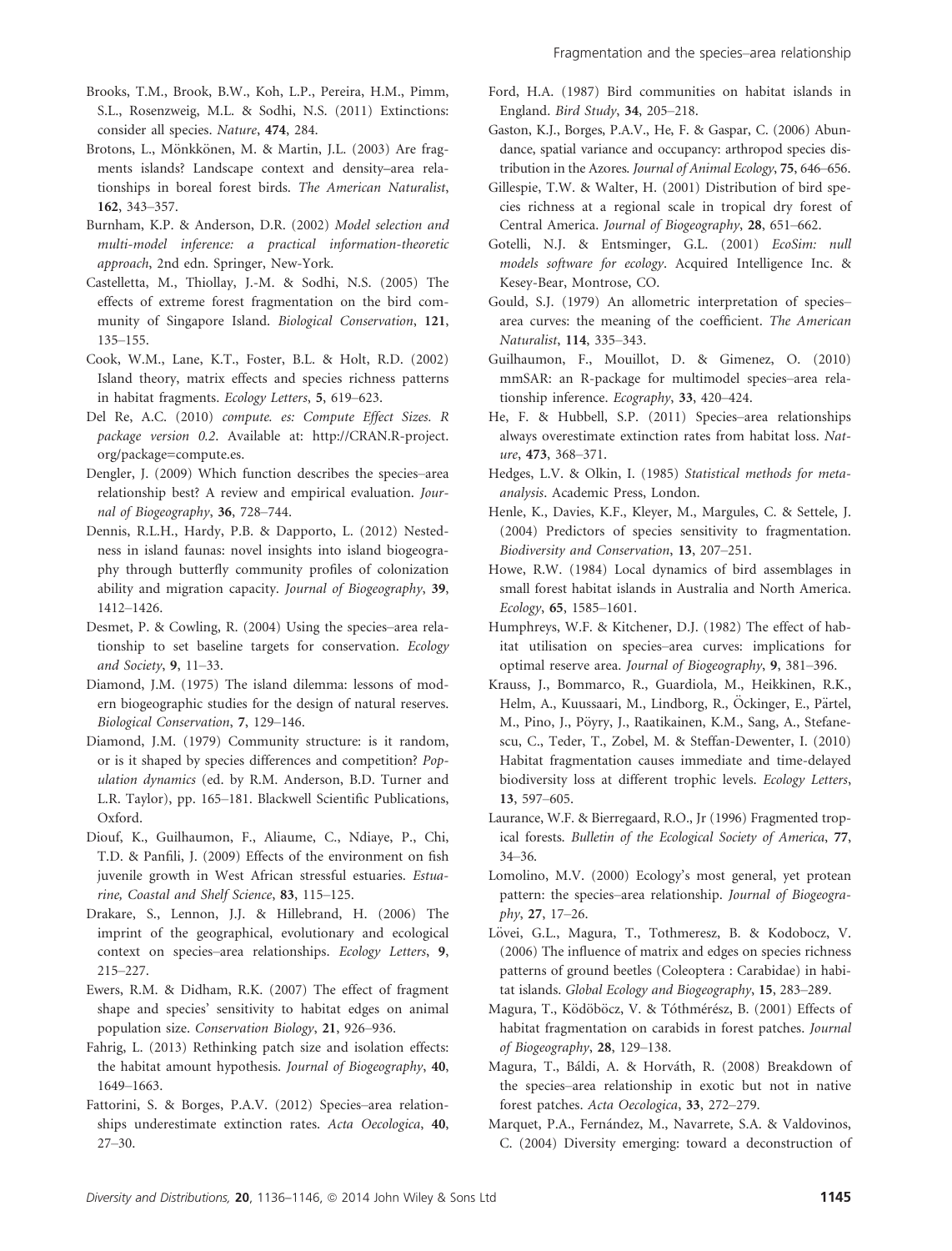Brooks, T.M., Brook, B.W., Koh, L.P., Pereira, H.M., Pimm, S.L., Rosenzweig, M.L. & Sodhi, N.S. (2011) Extinctions: consider all species. *Nature*, **474**, 284.

Brotons, L., Mönkkönen, M. & Martin, J.L. (2003) Are fragments islands? Landscape context and density–area relationships in boreal forest birds. *The American Naturalist*, **162**, 343–357.

Burnham, K.P. & Anderson, D.R. (2002) *Model selection and multi-model inference: a practical information-theoretic approach*, 2nd edn. Springer, New-York.

Castelletta, M., Thiollay, J.-M. & Sodhi, N.S. (2005) The effects of extreme forest fragmentation on the bird community of Singapore Island. *Biological Conservation*, **121**, 135–155.

Cook, W.M., Lane, K.T., Foster, B.L. & Holt, R.D. (2002) Island theory, matrix effects and species richness patterns in habitat fragments. *Ecology Letters*, **5**, 619–623.

Del Re, A.C. (2010) *compute. es: Compute Effect Sizes. R package version 0.2*. Available at: http://CRAN.R-project.org/package=compute.es.

Dengler, J. (2009) Which function describes the species–area relationship best? A review and empirical evaluation. *Journal of Biogeography*, **36**, 728–744.

Dennis, R.L.H., Hardy, P.B. & Dapporto, L. (2012) Nestedness in island faunas: novel insights into island biogeography through butterfly community profiles of colonization ability and migration capacity. *Journal of Biogeography*, **39**, 1412–1426.

Desmet, P. & Cowling, R. (2004) Using the species–area relationship to set baseline targets for conservation. *Ecology and Society*, **9**, 11–33.

Diamond, J.M. (1975) The island dilemma: lessons of modern biogeographic studies for the design of natural reserves. *Biological Conservation*, **7**, 129–146.

Diamond, J.M. (1979) Community structure: is it random, or is it shaped by species differences and competition? *Population dynamics* (ed. by R.M. Anderson, B.D. Turner and L.R. Taylor), pp. 165–181. Blackwell Scientific Publications, Oxford.

Diouf, K., Guilhaumon, F., Aliaume, C., Ndiaye, P., Chi, T.D. & Panfili, J. (2009) Effects of the environment on fish juvenile growth in West African stressful estuaries. *Estuarine, Coastal and Shelf Science*, **83**, 115–125.

Drakare, S., Lennon, J.J. & Hillebrand, H. (2006) The imprint of the geographical, evolutionary and ecological context on species–area relationships. *Ecology Letters*, **9**, 215–227.

Ewers, R.M. & Didham, R.K. (2007) The effect of fragment shape and species' sensitivity to habitat edges on animal population size. *Conservation Biology*, **21**, 926–936.

Fahrig, L. (2013) Rethinking patch size and isolation effects: the habitat amount hypothesis. *Journal of Biogeography*, **40**, 1649–1663.

Fattorini, S. & Borges, P.A.V. (2012) Species–area relationships underestimate extinction rates. *Acta Oecologica*, **40**, 27–30.

Ford, H.A. (1987) Bird communities on habitat islands in England. *Bird Study*, **34**, 205–218.

Gaston, K.J., Borges, P.A.V., He, F. & Gaspar, C. (2006) Abundance, spatial variance and occupancy: arthropod species distribution in the Azores. *Journal of Animal Ecology*, **75**, 646–656.

Gillespie, T.W. & Walter, H. (2001) Distribution of bird species richness at a regional scale in tropical dry forest of Central America. *Journal of Biogeography*, **28**, 651–662.

Gotelli, N.J. & Entsminger, G.L. (2001) *EcoSim: null models software for ecology*. Acquired Intelligence Inc. & Kesey-Bear, Montrose, CO.

Gould, S.J. (1979) An allometric interpretation of species–area curves: the meaning of the coefficient. *The American Naturalist*, **114**, 335–343.

Guilhaumon, F., Mouillot, D. & Gimenez, O. (2010) mmSAR: an R-package for multimodel species–area relationship inference. *Ecography*, **33**, 420–424.

He, F. & Hubbell, S.P. (2011) Species–area relationships always overestimate extinction rates from habitat loss. *Nature*, **473**, 368–371.

Hedges, L.V. & Olkin, I. (1985) *Statistical methods for meta-analysis*. Academic Press, London.

Henle, K., Davies, K.F., Kleyer, M., Margules, C. & Settele, J. (2004) Predictors of species sensitivity to fragmentation. *Biodiversity and Conservation*, **13**, 207–251.

Howe, R.W. (1984) Local dynamics of bird assemblages in small forest habitat islands in Australia and North America. *Ecology*, **65**, 1585–1601.

Humphreys, W.F. & Kitchener, D.J. (1982) The effect of habitat utilisation on species–area curves: implications for optimal reserve area. *Journal of Biogeography*, **9**, 381–396.

Krauss, J., Bommarco, R., Guardiola, M., Heikkinen, R.K., Helm, A., Kuussaari, M., Lindborg, R., Öckinger, E., Pärtel, M., Pino, J., Pöyry, J., Raatikainen, K.M., Sang, A., Stefanescu, C., Teder, T., Zobel, M. & Steffan-Dewenter, I. (2010) Habitat fragmentation causes immediate and time-delayed biodiversity loss at different trophic levels. *Ecology Letters*, **13**, 597–605.

Laurance, W.F. & Bierregaard, R.O., Jr (1996) Fragmented tropical forests. *Bulletin of the Ecological Society of America*, **77**, 34–36.

Lomolino, M.V. (2000) Ecology's most general, yet protean pattern: the species–area relationship. *Journal of Biogeography*, **27**, 17–26.

Lövei, G.L., Magura, T., Tothmeresz, B. & Kodobocz, V. (2006) The influence of matrix and edges on species richness patterns of ground beetles (Coleoptera : Carabidae) in habitat islands. *Global Ecology and Biogeography*, **15**, 283–289.

Magura, T., Ködöböcz, V. & Tóthmérész, B. (2001) Effects of habitat fragmentation on carabids in forest patches. *Journal of Biogeography*, **28**, 129–138.

Magura, T., Báldi, A. & Horváth, R. (2008) Breakdown of the species–area relationship in exotic but not in native forest patches. *Acta Oecologica*, **33**, 272–279.

Marquet, P.A., Fernández, M., Navarrete, S.A. & Valdovinos, C. (2004) Diversity emerging: toward a deconstruction of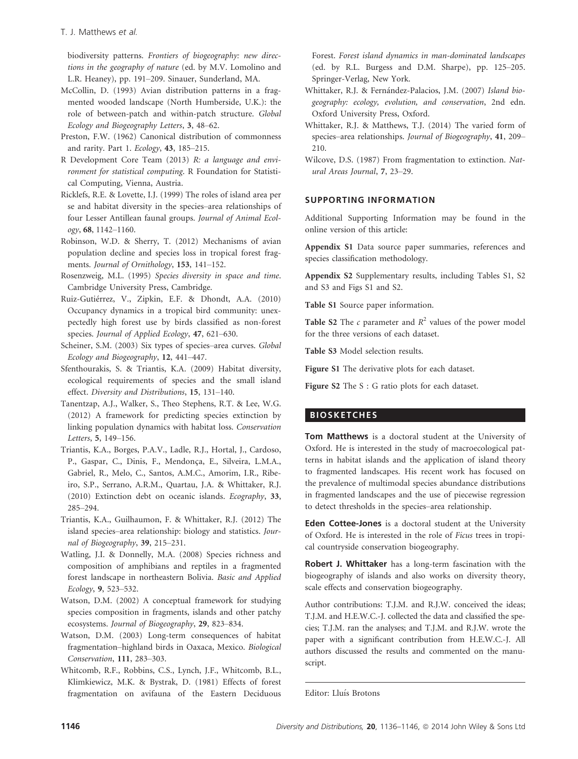biodiversity patterns. *Frontiers of biogeography: new directions in the geography of nature* (ed. by M.V. Lomolino and L.R. Heaney), pp. 191–209. Sinauer, Sunderland, MA.

McCollin, D. (1993) Avian distribution patterns in a fragmented wooded landscape (North Humberside, U.K.): the role of between-patch and within-patch structure. *Global Ecology and Biogeography Letters*, **3**, 48–62.

Preston, F.W. (1962) Canonical distribution of commonness and rarity. Part 1. *Ecology*, **43**, 185–215.

R Development Core Team (2013) *R: a language and environment for statistical computing*. R Foundation for Statistical Computing, Vienna, Austria.

Ricklefs, R.E. & Lovette, I.J. (1999) The roles of island area per se and habitat diversity in the species–area relationships of four Lesser Antillean faunal groups. *Journal of Animal Ecology*, **68**, 1142–1160.

Robinson, W.D. & Sherry, T. (2012) Mechanisms of avian population decline and species loss in tropical forest fragments. *Journal of Ornithology*, **153**, 141–152.

Rosenzweig, M.L. (1995) *Species diversity in space and time*. Cambridge University Press, Cambridge.

Ruiz-Gutiérrez, V., Zipkin, E.F. & Dhondt, A.A. (2010) Occupancy dynamics in a tropical bird community: unexpectedly high forest use by birds classified as non-forest species. *Journal of Applied Ecology*, **47**, 621–630.

Scheiner, S.M. (2003) Six types of species–area curves. *Global Ecology and Biogeography*, **12**, 441–447.

Sfenthourakis, S. & Triantis, K.A. (2009) Habitat diversity, ecological requirements of species and the small island effect. *Diversity and Distributions*, **15**, 131–140.

Tanentzap, A.J., Walker, S., Theo Stephens, R.T. & Lee, W.G. (2012) A framework for predicting species extinction by linking population dynamics with habitat loss. *Conservation Letters*, **5**, 149–156.

Triantis, K.A., Borges, P.A.V., Ladle, R.J., Hortal, J., Cardoso, P., Gaspar, C., Dinis, F., Mendonça, E., Silveira, L.M.A., Gabriel, R., Melo, C., Santos, A.M.C., Amorim, I.R., Ribeiro, S.P., Serrano, A.R.M., Quartau, J.A. & Whittaker, R.J. (2010) Extinction debt on oceanic islands. *Ecography*, **33**, 285–294.

Triantis, K.A., Guilhaumon, F. & Whittaker, R.J. (2012) The island species–area relationship: biology and statistics. *Journal of Biogeography*, **39**, 215–231.

Watling, J.I. & Donnelly, M.A. (2008) Species richness and composition of amphibians and reptiles in a fragmented forest landscape in northeastern Bolivia. *Basic and Applied Ecology*, **9**, 523–532.

Watson, D.M. (2002) A conceptual framework for studying species composition in fragments, islands and other patchy ecosystems. *Journal of Biogeography*, **29**, 823–834.

Watson, D.M. (2003) Long-term consequences of habitat fragmentation–highland birds in Oaxaca, Mexico. *Biological Conservation*, **111**, 283–303.

Whitcomb, R.F., Robbins, C.S., Lynch, J.F., Whitcomb, B.L., Klimkiewicz, M.K. & Bystrak, D. (1981) Effects of forest fragmentation on avifauna of the Eastern Deciduous Forest. *Forest island dynamics in man-dominated landscapes* (ed. by R.L. Burgess and D.M. Sharpe), pp. 125–205. Springer-Verlag, New York.

Whittaker, R.J. & Fernández-Palacios, J.M. (2007) *Island biogeography: ecology, evolution, and conservation*, 2nd edn. Oxford University Press, Oxford.

Whittaker, R.J. & Matthews, T.J. (2014) The varied form of species–area relationships. *Journal of Biogeography*, **41**, 209–210.

Wilcove, D.S. (1987) From fragmentation to extinction. *Natural Areas Journal*, **7**, 23–29.

## SUPPORTING INFORMATION

Additional Supporting Information may be found in the online version of this article:

**Appendix S1** Data source paper summaries, references and species classification methodology.

**Appendix S2** Supplementary results, including Tables S1, S2 and S3 and Figs S1 and S2.

**Table S1** Source paper information.

**Table S2** The *c* parameter and $R^2$ values of the power model for the three versions of each dataset.

**Table S3** Model selection results.

**Figure S1** The derivative plots for each dataset.

**Figure S2** The S : G ratio plots for each dataset.

## BIOSKETCHES

**Tom Matthews** is a doctoral student at the University of Oxford. He is interested in the study of macroecological patterns in habitat islands and the application of island theory to fragmented landscapes. His recent work has focused on the prevalence of multimodal species abundance distributions in fragmented landscapes and the use of piecewise regression to detect thresholds in the species–area relationship.

**Eden Cottee-Jones** is a doctoral student at the University of Oxford. He is interested in the role of *Ficus* trees in tropical countryside conservation biogeography.

**Robert J. Whittaker** has a long-term fascination with the biogeography of islands and also works on diversity theory, scale effects and conservation biogeography.

Author contributions: T.J.M. and R.J.W. conceived the ideas; T.J.M. and H.E.W.C.-J. collected the data and classified the species; T.J.M. ran the analyses; and T.J.M. and R.J.W. wrote the paper with a significant contribution from H.E.W.C.-J. All authors discussed the results and commented on the manuscript.

Editor: Lluís Brotons